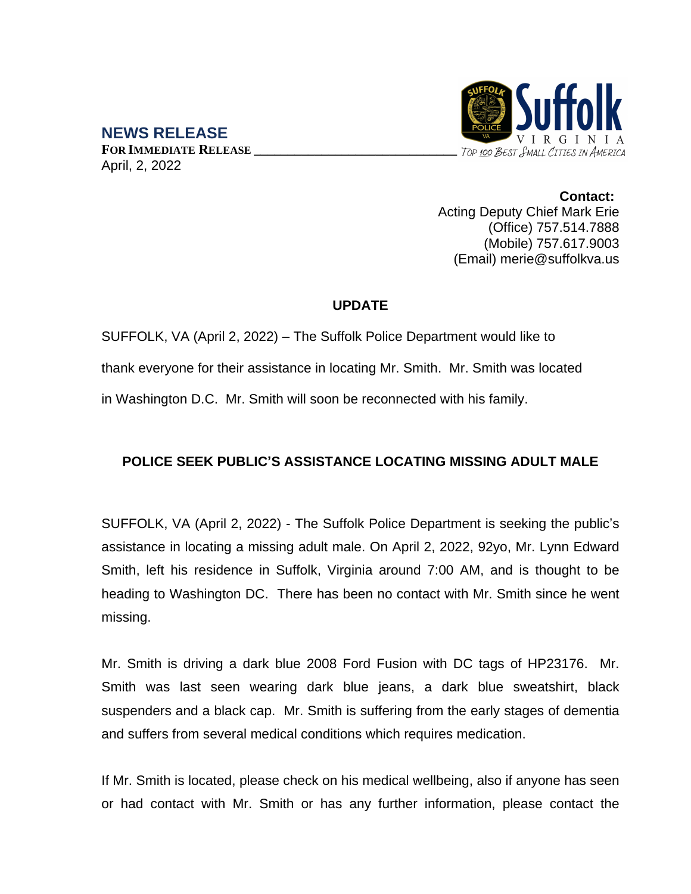## NEWS RELEASE

**FOR IMMEDIATE RELEASE**

April, 2, 2022

Suffolk VIRGINIA
*Top 100 Best Small Cities in America*

**Contact:**
Acting Deputy Chief Mark Erie
(Office) 757.514.7888
(Mobile) 757.617.9003
(Email) merie@suffolkva.us

### UPDATE

SUFFOLK, VA (April 2, 2022) – The Suffolk Police Department would like to thank everyone for their assistance in locating Mr. Smith. Mr. Smith was located in Washington D.C. Mr. Smith will soon be reconnected with his family.

### POLICE SEEK PUBLIC'S ASSISTANCE LOCATING MISSING ADULT MALE

SUFFOLK, VA (April 2, 2022) - The Suffolk Police Department is seeking the public's assistance in locating a missing adult male. On April 2, 2022, 92yo, Mr. Lynn Edward Smith, left his residence in Suffolk, Virginia around 7:00 AM, and is thought to be heading to Washington DC. There has been no contact with Mr. Smith since he went missing.

Mr. Smith is driving a dark blue 2008 Ford Fusion with DC tags of HP23176. Mr. Smith was last seen wearing dark blue jeans, a dark blue sweatshirt, black suspenders and a black cap. Mr. Smith is suffering from the early stages of dementia and suffers from several medical conditions which requires medication.

If Mr. Smith is located, please check on his medical wellbeing, also if anyone has seen or had contact with Mr. Smith or has any further information, please contact the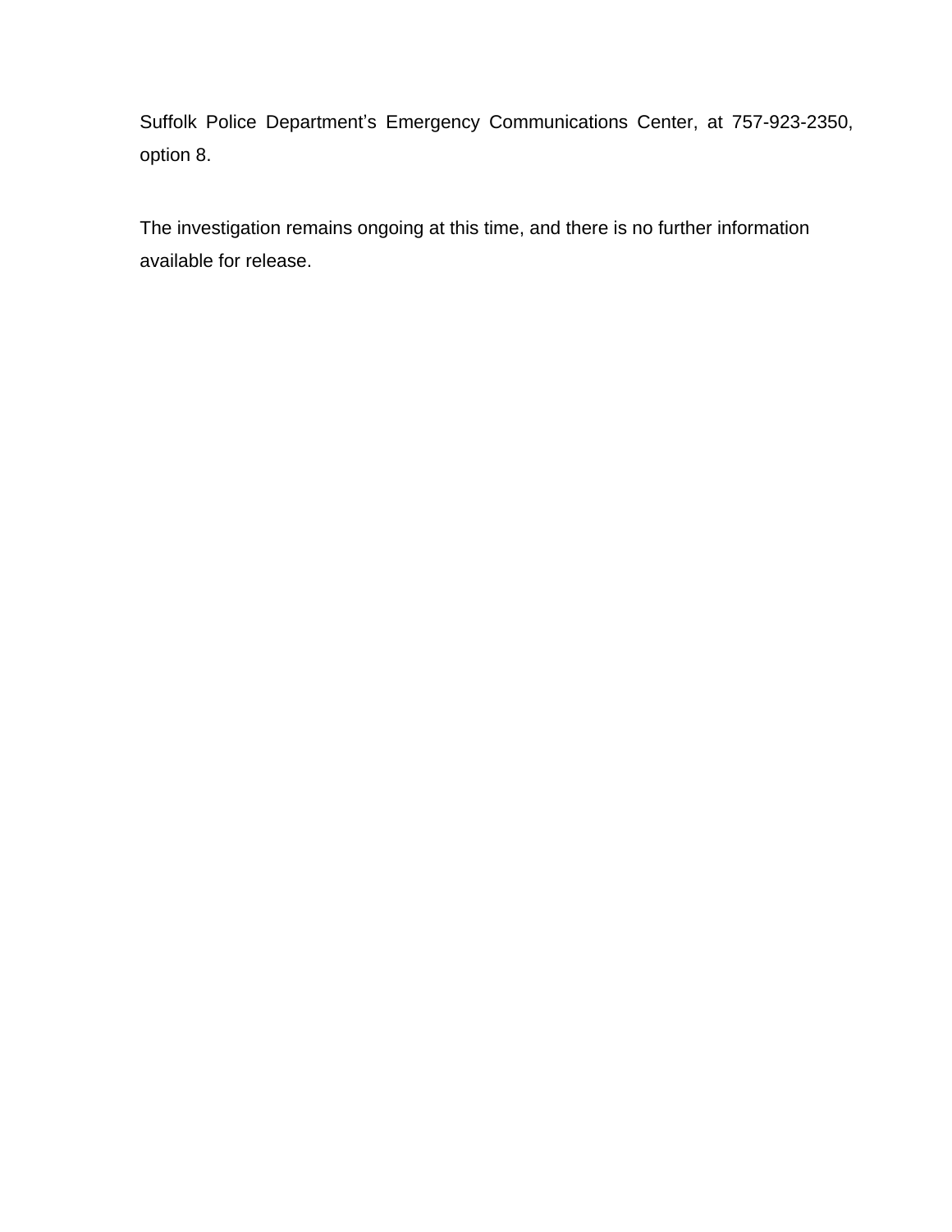Suffolk Police Department's Emergency Communications Center, at 757-923-2350, option 8.

The investigation remains ongoing at this time, and there is no further information available for release.